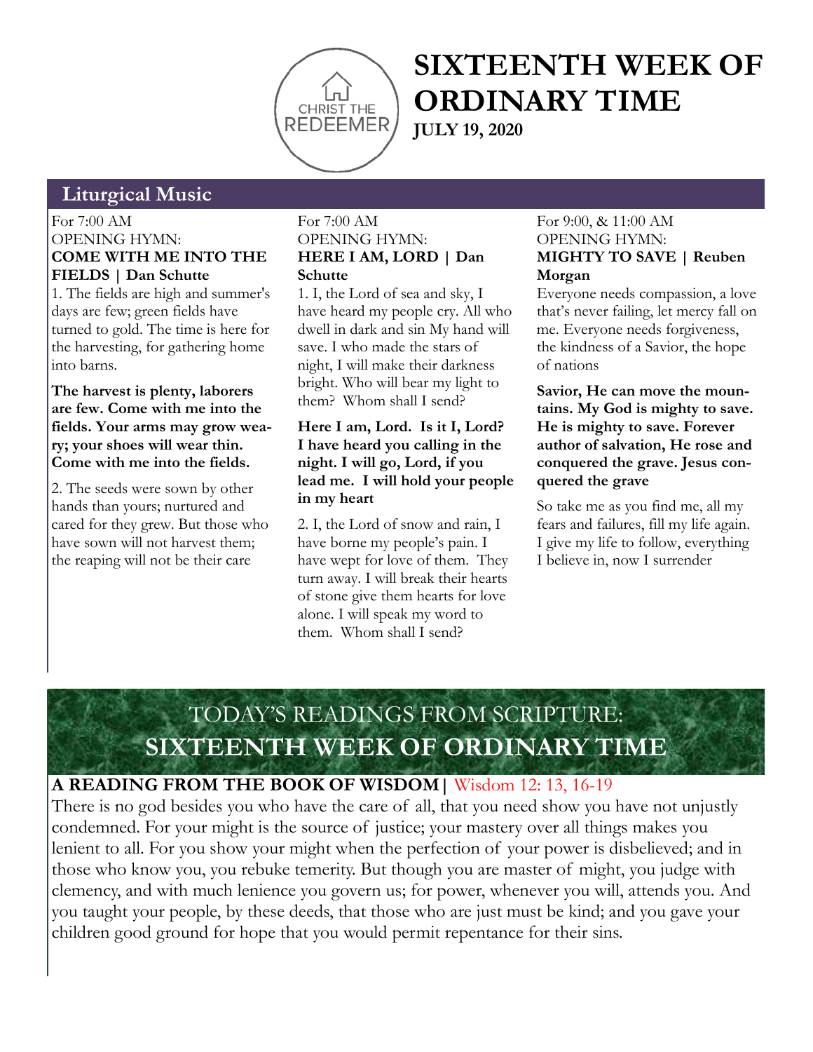CHRIST THE REDEEMER

# SIXTEENTH WEEK OF ORDINARY TIME

**JULY 19, 2020**

## Liturgical Music

For 7:00 AM
OPENING HYMN:
**COME WITH ME INTO THE FIELDS | Dan Schutte**

1. The fields are high and summer's days are few; green fields have turned to gold. The time is here for the harvesting, for gathering home into barns.

**The harvest is plenty, laborers are few. Come with me into the fields. Your arms may grow weary; your shoes will wear thin. Come with me into the fields.**

2. The seeds were sown by other hands than yours; nurtured and cared for they grew. But those who have sown will not harvest them; the reaping will not be their care

For 7:00 AM
OPENING HYMN:
**HERE I AM, LORD | Dan Schutte**

1. I, the Lord of sea and sky, I have heard my people cry. All who dwell in dark and sin My hand will save. I who made the stars of night, I will make their darkness bright. Who will bear my light to them? Whom shall I send?

**Here I am, Lord. Is it I, Lord? I have heard you calling in the night. I will go, Lord, if you lead me. I will hold your people in my heart**

2. I, the Lord of snow and rain, I have borne my people's pain. I have wept for love of them. They turn away. I will break their hearts of stone give them hearts for love alone. I will speak my word to them. Whom shall I send?

For 9:00, & 11:00 AM
OPENING HYMN:
**MIGHTY TO SAVE | Reuben Morgan**

Everyone needs compassion, a love that's never failing, let mercy fall on me. Everyone needs forgiveness, the kindness of a Savior, the hope of nations

**Savior, He can move the mountains. My God is mighty to save. He is mighty to save. Forever author of salvation, He rose and conquered the grave. Jesus conquered the grave**

So take me as you find me, all my fears and failures, fill my life again. I give my life to follow, everything I believe in, now I surrender

## TODAY'S READINGS FROM SCRIPTURE: SIXTEENTH WEEK OF ORDINARY TIME

**A READING FROM THE BOOK OF WISDOM |** Wisdom 12: 13, 16-19

There is no god besides you who have the care of all, that you need show you have not unjustly condemned. For your might is the source of justice; your mastery over all things makes you lenient to all. For you show your might when the perfection of your power is disbelieved; and in those who know you, you rebuke temerity. But though you are master of might, you judge with clemency, and with much lenience you govern us; for power, whenever you will, attends you. And you taught your people, by these deeds, that those who are just must be kind; and you gave your children good ground for hope that you would permit repentance for their sins.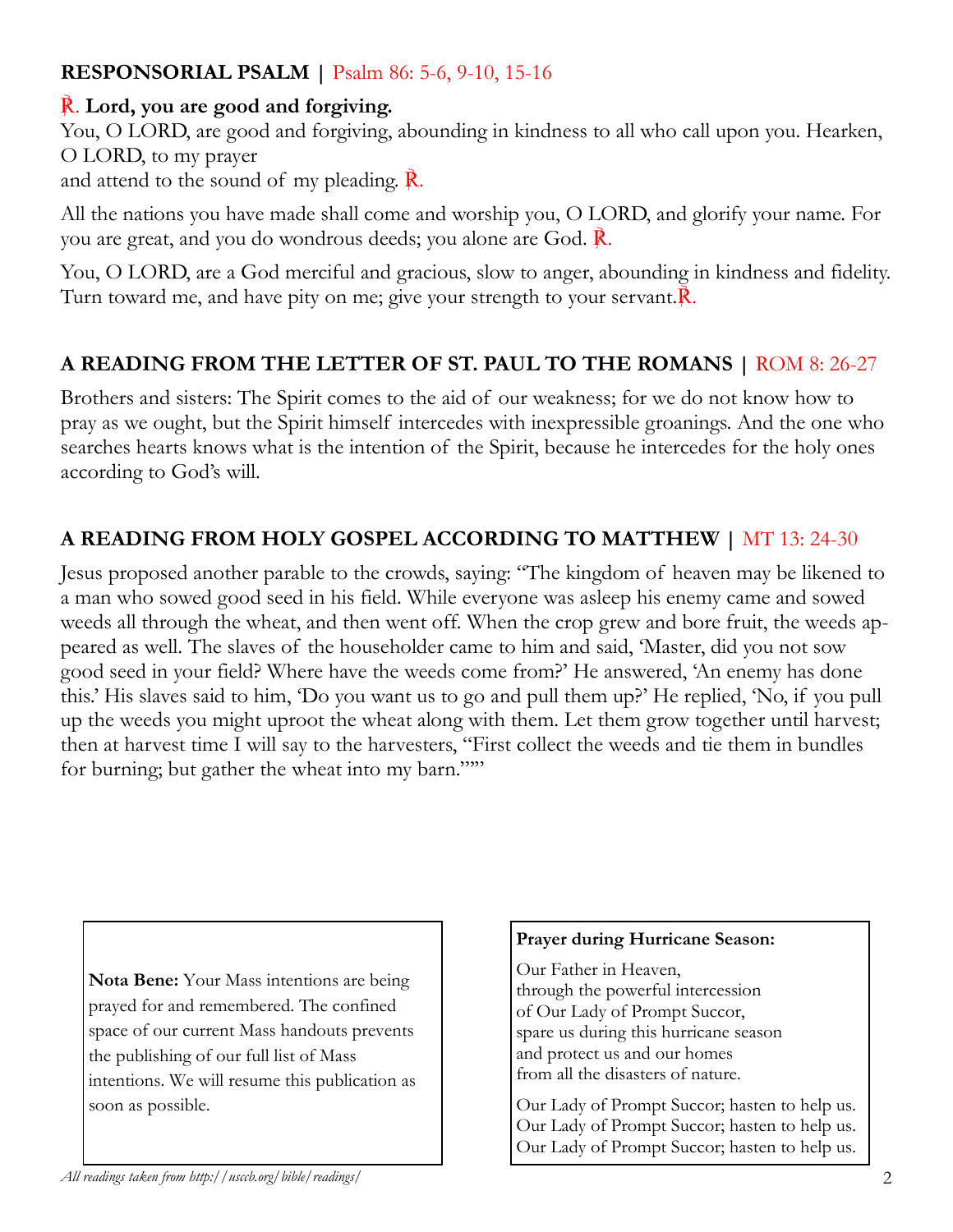**RESPONSORIAL PSALM |** Psalm 86: 5-6, 9-10, 15-16

℟. **Lord, you are good and forgiving.**

You, O LORD, are good and forgiving, abounding in kindness to all who call upon you. Hearken, O LORD, to my prayer
and attend to the sound of my pleading. ℟.

All the nations you have made shall come and worship you, O LORD, and glorify your name. For you are great, and you do wondrous deeds; you alone are God. ℟.

You, O LORD, are a God merciful and gracious, slow to anger, abounding in kindness and fidelity. Turn toward me, and have pity on me; give your strength to your servant.℟.

**A READING FROM THE LETTER OF ST. PAUL TO THE ROMANS |** ROM 8: 26-27

Brothers and sisters: The Spirit comes to the aid of our weakness; for we do not know how to pray as we ought, but the Spirit himself intercedes with inexpressible groanings. And the one who searches hearts knows what is the intention of the Spirit, because he intercedes for the holy ones according to God's will.

**A READING FROM HOLY GOSPEL ACCORDING TO MATTHEW |** MT 13: 24-30

Jesus proposed another parable to the crowds, saying: "The kingdom of heaven may be likened to a man who sowed good seed in his field. While everyone was asleep his enemy came and sowed weeds all through the wheat, and then went off. When the crop grew and bore fruit, the weeds appeared as well. The slaves of the householder came to him and said, 'Master, did you not sow good seed in your field? Where have the weeds come from?' He answered, 'An enemy has done this.' His slaves said to him, 'Do you want us to go and pull them up?' He replied, 'No, if you pull up the weeds you might uproot the wheat along with them. Let them grow together until harvest; then at harvest time I will say to the harvesters, "First collect the weeds and tie them in bundles for burning; but gather the wheat into my barn."'"

**Nota Bene:** Your Mass intentions are being prayed for and remembered. The confined space of our current Mass handouts prevents the publishing of our full list of Mass intentions. We will resume this publication as soon as possible.

**Prayer during Hurricane Season:**

Our Father in Heaven,
through the powerful intercession
of Our Lady of Prompt Succor,
spare us during this hurricane season
and protect us and our homes
from all the disasters of nature.

Our Lady of Prompt Succor; hasten to help us.
Our Lady of Prompt Succor; hasten to help us.
Our Lady of Prompt Succor; hasten to help us.

*All readings taken from http://usccb.org/bible/readings/*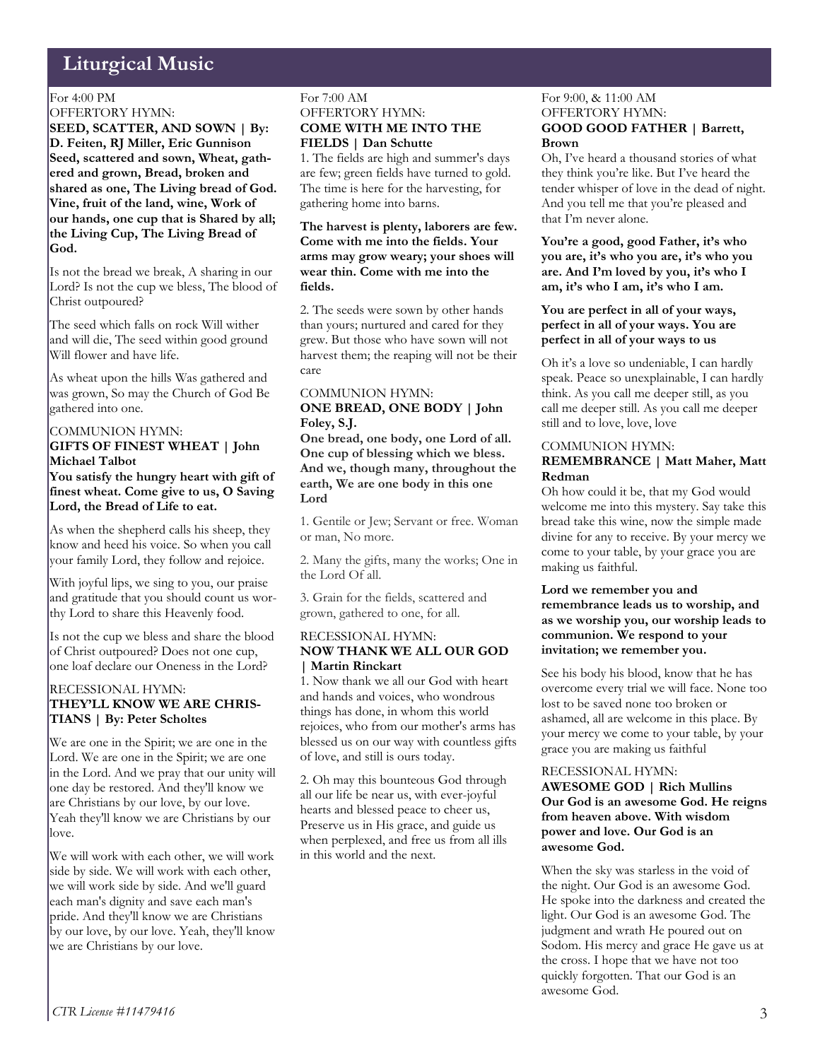## Liturgical Music

For 4:00 PM
OFFERTORY HYMN:
**SEED, SCATTER, AND SOWN | By: D. Feiten, RJ Miller, Eric Gunnison**
**Seed, scattered and sown, Wheat, gathered and grown, Bread, broken and shared as one, The Living bread of God. Vine, fruit of the land, wine, Work of our hands, one cup that is Shared by all; the Living Cup, The Living Bread of God.**

Is not the bread we break, A sharing in our Lord? Is not the cup we bless, The blood of Christ outpoured?

The seed which falls on rock Will wither and will die, The seed within good ground Will flower and have life.

As wheat upon the hills Was gathered and was grown, So may the Church of God Be gathered into one.

COMMUNION HYMN:
**GIFTS OF FINEST WHEAT | John Michael Talbot**
**You satisfy the hungry heart with gift of finest wheat. Come give to us, O Saving Lord, the Bread of Life to eat.**

As when the shepherd calls his sheep, they know and heed his voice. So when you call your family Lord, they follow and rejoice.

With joyful lips, we sing to you, our praise and gratitude that you should count us worthy Lord to share this Heavenly food.

Is not the cup we bless and share the blood of Christ outpoured? Does not one cup, one loaf declare our Oneness in the Lord?

RECESSIONAL HYMN:
**THEY'LL KNOW WE ARE CHRISTIANS | By: Peter Scholtes**

We are one in the Spirit; we are one in the Lord. We are one in the Spirit; we are one in the Lord. And we pray that our unity will one day be restored. And they'll know we are Christians by our love, by our love. Yeah they'll know we are Christians by our love.

We will work with each other, we will work side by side. We will work with each other, we will work side by side. And we'll guard each man's dignity and save each man's pride. And they'll know we are Christians by our love, by our love. Yeah, they'll know we are Christians by our love.

For 7:00 AM
OFFERTORY HYMN:
**COME WITH ME INTO THE FIELDS | Dan Schutte**

1. The fields are high and summer's days are few; green fields have turned to gold. The time is here for the harvesting, for gathering home into barns.

**The harvest is plenty, laborers are few. Come with me into the fields. Your arms may grow weary; your shoes will wear thin. Come with me into the fields.**

2. The seeds were sown by other hands than yours; nurtured and cared for they grew. But those who have sown will not harvest them; the reaping will not be their care

COMMUNION HYMN:
**ONE BREAD, ONE BODY | John Foley, S.J.**
**One bread, one body, one Lord of all. One cup of blessing which we bless. And we, though many, throughout the earth, We are one body in this one Lord**

1. Gentile or Jew; Servant or free. Woman or man, No more.

2. Many the gifts, many the works; One in the Lord Of all.

3. Grain for the fields, scattered and grown, gathered to one, for all.

RECESSIONAL HYMN:
**NOW THANK WE ALL OUR GOD | Martin Rinckart**

1. Now thank we all our God with heart and hands and voices, who wondrous things has done, in whom this world rejoices, who from our mother's arms has blessed us on our way with countless gifts of love, and still is ours today.

2. Oh may this bounteous God through all our life be near us, with ever-joyful hearts and blessed peace to cheer us, Preserve us in His grace, and guide us when perplexed, and free us from all ills in this world and the next.

For 9:00, & 11:00 AM
OFFERTORY HYMN:
**GOOD GOOD FATHER | Barrett, Brown**

Oh, I've heard a thousand stories of what they think you're like. But I've heard the tender whisper of love in the dead of night. And you tell me that you're pleased and that I'm never alone.

**You're a good, good Father, it's who you are, it's who you are, it's who you are. And I'm loved by you, it's who I am, it's who I am, it's who I am.**

**You are perfect in all of your ways, perfect in all of your ways. You are perfect in all of your ways to us**

Oh it's a love so undeniable, I can hardly speak. Peace so unexplainable, I can hardly think. As you call me deeper still, as you call me deeper still. As you call me deeper still and to love, love, love

COMMUNION HYMN:
**REMEMBRANCE | Matt Maher, Matt Redman**

Oh how could it be, that my God would welcome me into this mystery. Say take this bread take this wine, now the simple made divine for any to receive. By your mercy we come to your table, by your grace you are making us faithful.

**Lord we remember you and remembrance leads us to worship, and as we worship you, our worship leads to communion. We respond to your invitation; we remember you.**

See his body his blood, know that he has overcome every trial we will face. None too lost to be saved none too broken or ashamed, all are welcome in this place. By your mercy we come to your table, by your grace you are making us faithful

RECESSIONAL HYMN:
**AWESOME GOD | Rich Mullins**
**Our God is an awesome God. He reigns from heaven above. With wisdom power and love. Our God is an awesome God.**

When the sky was starless in the void of the night. Our God is an awesome God. He spoke into the darkness and created the light. Our God is an awesome God. The judgment and wrath He poured out on Sodom. His mercy and grace He gave us at the cross. I hope that we have not too quickly forgotten. That our God is an awesome God.

*CTR License #11479416*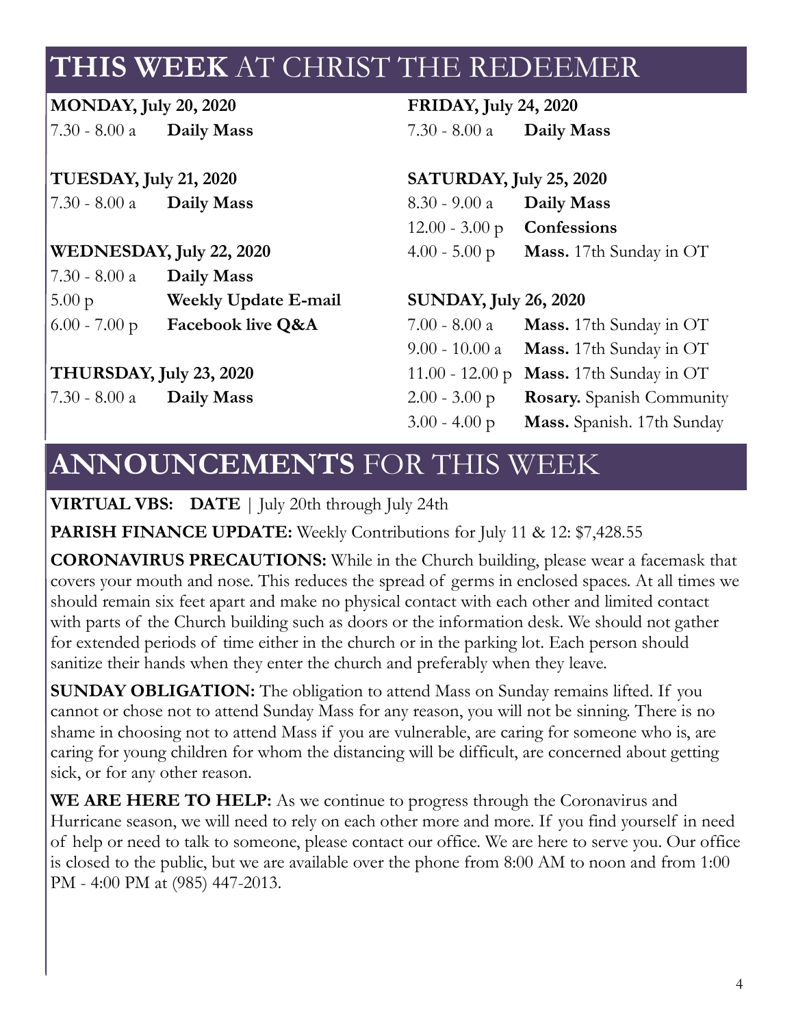## **THIS WEEK** AT CHRIST THE REDEEMER

**MONDAY, July 20, 2020**

7.30 - 8.00 a **Daily Mass**

**TUESDAY, July 21, 2020**

7.30 - 8.00 a **Daily Mass**

**WEDNESDAY, July 22, 2020**

7.30 - 8.00 a **Daily Mass**

5.00 p **Weekly Update E-mail**

6.00 - 7.00 p **Facebook live Q&A**

**THURSDAY, July 23, 2020**

7.30 - 8.00 a **Daily Mass**

**FRIDAY, July 24, 2020**

7.30 - 8.00 a **Daily Mass**

**SATURDAY, July 25, 2020**

8.30 - 9.00 a **Daily Mass**

12.00 - 3.00 p **Confessions**

4.00 - 5.00 p **Mass.** 17th Sunday in OT

**SUNDAY, July 26, 2020**

7.00 - 8.00 a **Mass.** 17th Sunday in OT

9.00 - 10.00 a **Mass.** 17th Sunday in OT

11.00 - 12.00 p **Mass.** 17th Sunday in OT

2.00 - 3.00 p **Rosary.** Spanish Community

3.00 - 4.00 p **Mass.** Spanish. 17th Sunday

## **ANNOUNCEMENTS** FOR THIS WEEK

**VIRTUAL VBS: DATE** | July 20th through July 24th

**PARISH FINANCE UPDATE:** Weekly Contributions for July 11 & 12: $7,428.55

**CORONAVIRUS PRECAUTIONS:** While in the Church building, please wear a facemask that covers your mouth and nose. This reduces the spread of germs in enclosed spaces. At all times we should remain six feet apart and make no physical contact with each other and limited contact with parts of the Church building such as doors or the information desk. We should not gather for extended periods of time either in the church or in the parking lot. Each person should sanitize their hands when they enter the church and preferably when they leave.

**SUNDAY OBLIGATION:** The obligation to attend Mass on Sunday remains lifted. If you cannot or chose not to attend Sunday Mass for any reason, you will not be sinning. There is no shame in choosing not to attend Mass if you are vulnerable, are caring for someone who is, are caring for young children for whom the distancing will be difficult, are concerned about getting sick, or for any other reason.

**WE ARE HERE TO HELP:** As we continue to progress through the Coronavirus and Hurricane season, we will need to rely on each other more and more. If you find yourself in need of help or need to talk to someone, please contact our office. We are here to serve you. Our office is closed to the public, but we are available over the phone from 8:00 AM to noon and from 1:00 PM - 4:00 PM at (985) 447-2013.